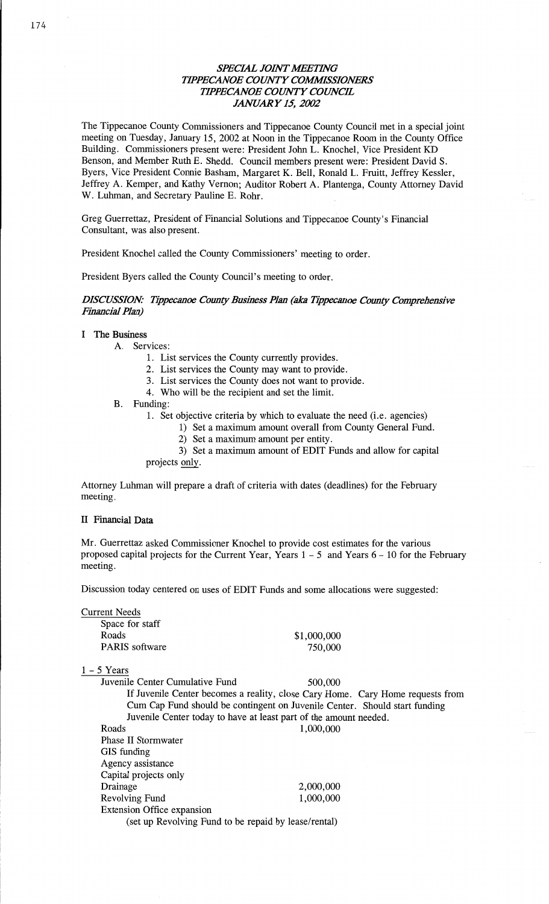## *SPECIAL JOINT MEETING*
## *TIPPECANOE COUNTY COMMISSIONERS*
## *TIPPECANOE COUNTY COUNCIL*
## *JANUARY 15, 2002*

The Tippecanoe County Commissioners and Tippecanoe County Council met in a special joint meeting on Tuesday, January 15, 2002 at Noon in the Tippecanoe Room in the County Office Building. Commissioners present were: President John L. Knochel, Vice President KD Benson, and Member Ruth E. Shedd. Council members present were: President David S. Byers, Vice President Connie Basham, Margaret K. Bell, Ronald L. Fruitt, Jeffrey Kessler, Jeffrey A. Kemper, and Kathy Vernon; Auditor Robert A. Plantenga, County Attorney David W. Luhman, and Secretary Pauline E. Rohr.

Greg Guerrettaz, President of Financial Solutions and Tippecanoe County's Financial Consultant, was also present.

President Knochel called the County Commissioners' meeting to order.

President Byers called the County Council's meeting to order.

### *DISCUSSION: Tippecanoe County Business Plan (aka Tippecanoe County Comprehensive Financial Plan)*

**I The Business**

A. Services:
1. List services the County currently provides.
2. List services the County may want to provide.
3. List services the County does not want to provide.
4. Who will be the recipient and set the limit.

B. Funding:
1. Set objective criteria by which to evaluate the need (i.e. agencies)
    1) Set a maximum amount overall from County General Fund.
    2) Set a maximum amount per entity.
    3) Set a maximum amount of EDIT Funds and allow for capital projects <u>only</u>.

Attorney Luhman will prepare a draft of criteria with dates (deadlines) for the February meeting.

**II Financial Data**

Mr. Guerrettaz asked Commissioner Knochel to provide cost estimates for the various proposed capital projects for the Current Year, Years 1 - 5 and Years 6 - 10 for the February meeting.

Discussion today centered on uses of EDIT Funds and some allocations were suggested:

<u>Current Needs</u>

| | |
|---|---|
| Space for staff | |
| Roads | $1,000,000 |
| PARIS software | 750,000 |

<u>1 - 5 Years</u>

| | |
|---|---|
| Juvenile Center Cumulative Fund | 500,000 |

If Juvenile Center becomes a reality, close Cary Home. Cary Home requests from Cum Cap Fund should be contingent on Juvenile Center. Should start funding Juvenile Center today to have at least part of the amount needed.

| | |
|---|---|
| Roads | 1,000,000 |
| Phase II Stormwater | |
| GIS funding | |
| Agency assistance | |
| Capital projects only | |
| Drainage | 2,000,000 |
| Revolving Fund | 1,000,000 |
| Extension Office expansion | |

(set up Revolving Fund to be repaid by lease/rental)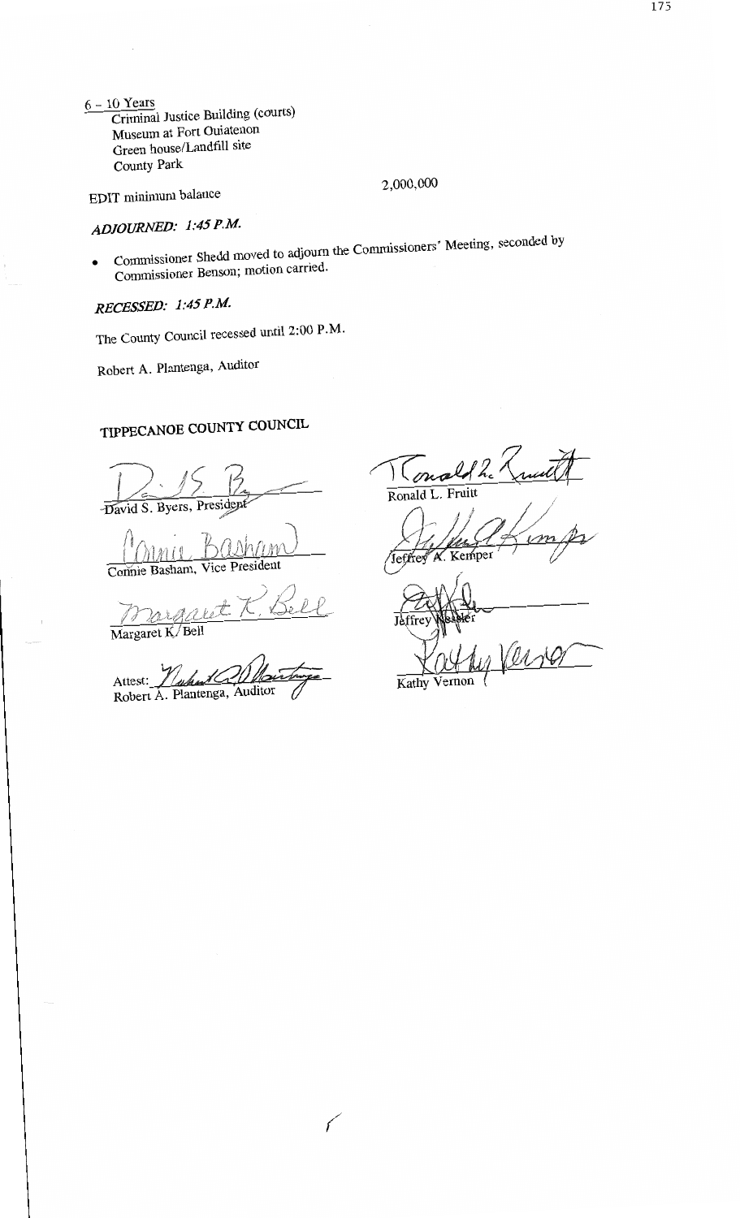6 – 10 Years

Criminal Justice Building (courts)
Museum at Fort Ouiatenon
Green house/Landfill site
County Park

EDIT minimum balance 2,000,000

***ADJOURNED: 1:45 P.M.***

- Commissioner Shedd moved to adjourn the Commissioners' Meeting, seconded by Commissioner Benson; motion carried.

***RECESSED: 1:45 P.M.***

The County Council recessed until 2:00 P.M.

Robert A. Plantenga, Auditor

**TIPPECANOE COUNTY COUNCIL**

| | |
|---|---|
| David S. Byers, President | Ronald L. Fruitt |
| Connie Basham, Vice President | Jeffrey A. Kemper |
| Margaret K. Bell | Jeffrey Kessler |
| Attest: Robert A. Plantenga, Auditor | Kathy Vernon |